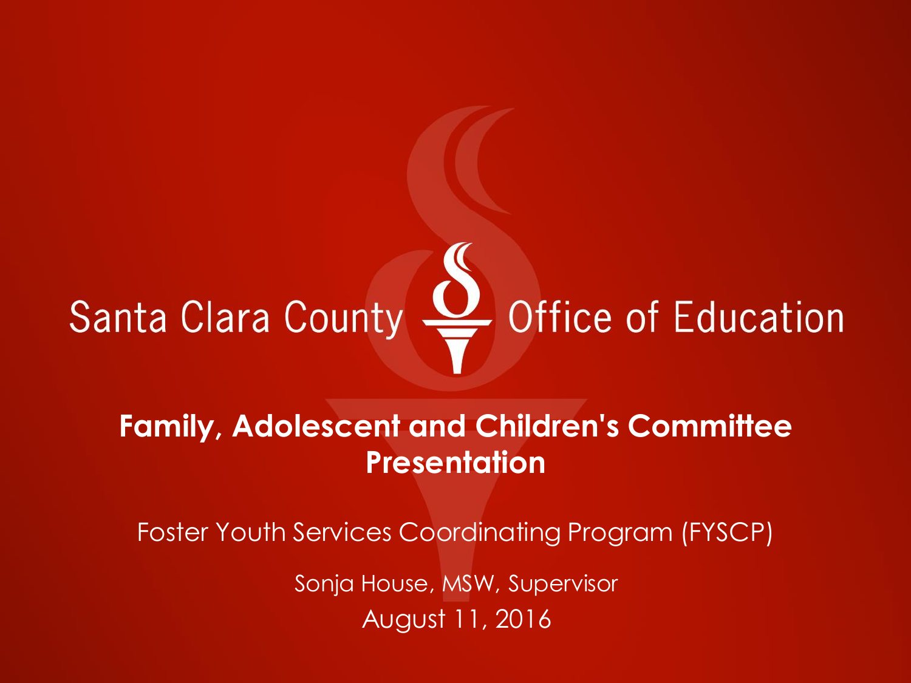# Santa Clara County Office of Education

## Family, Adolescent and Children's Committee Presentation

Foster Youth Services Coordinating Program (FYSCP)

Sonja House, MSW, Supervisor

August 11, 2016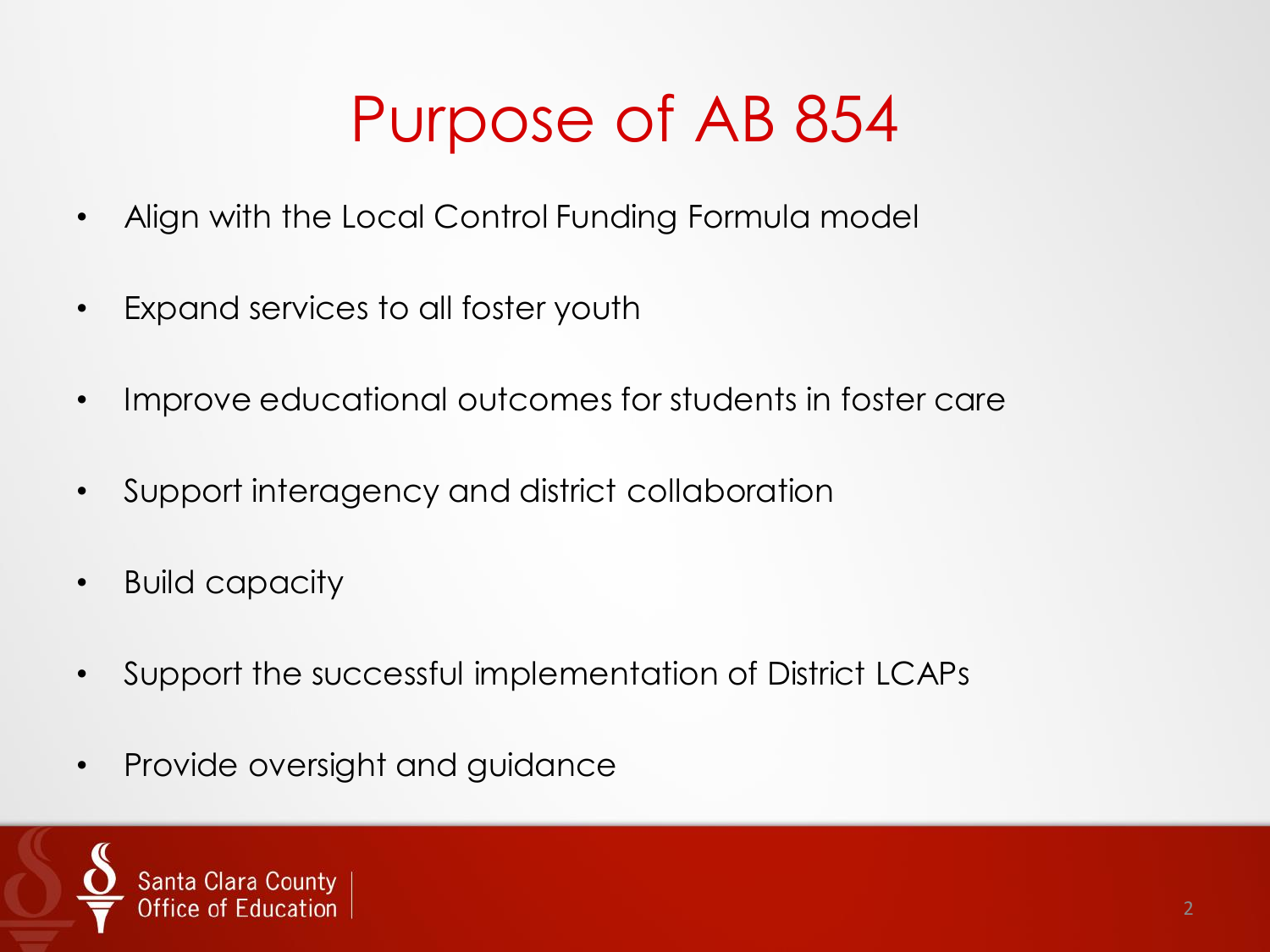# Purpose of AB 854

- Align with the Local Control Funding Formula model
- Expand services to all foster youth
- Improve educational outcomes for students in foster care
- Support interagency and district collaboration
- Build capacity
- Support the successful implementation of District LCAPs
- Provide oversight and guidance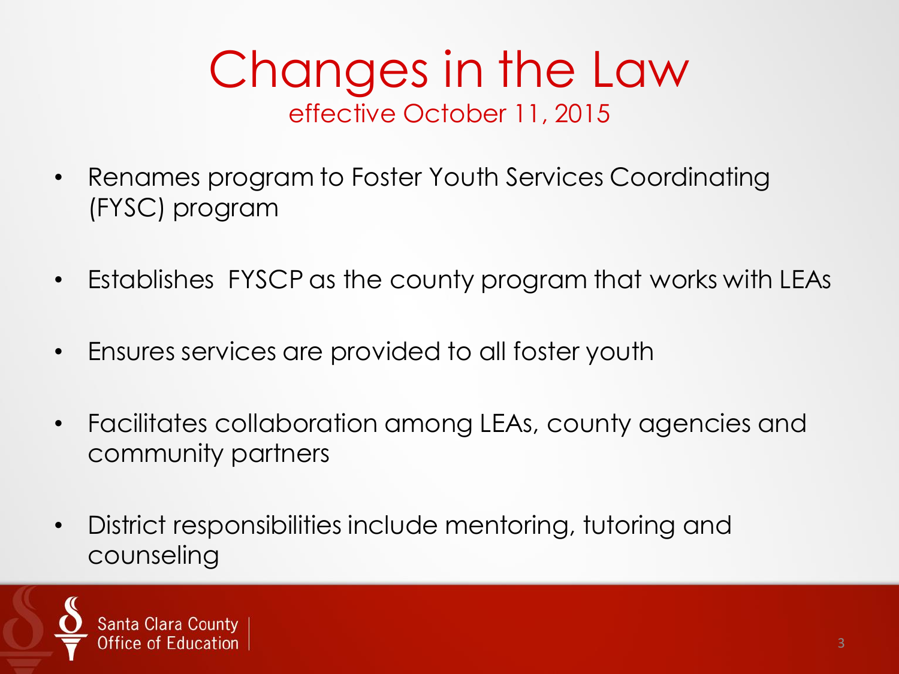# Changes in the Law

effective October 11, 2015

- Renames program to Foster Youth Services Coordinating (FYSC) program
- Establishes FYSCP as the county program that works with LEAs
- Ensures services are provided to all foster youth
- Facilitates collaboration among LEAs, county agencies and community partners
- District responsibilities include mentoring, tutoring and counseling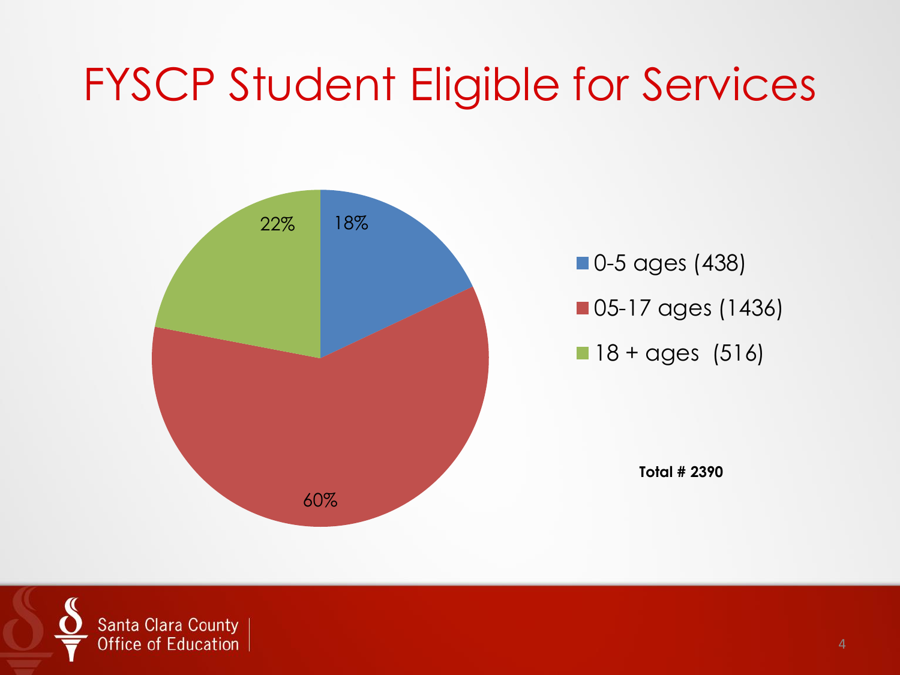# FYSCP Student Eligible for Services

| Age Group | Count | Percentage |
| --- | --- | --- |
| 0-5 ages | 438 | 18% |
| 05-17 ages | 1436 | 60% |
| 18 + ages | 516 | 22% |

**Total # 2390**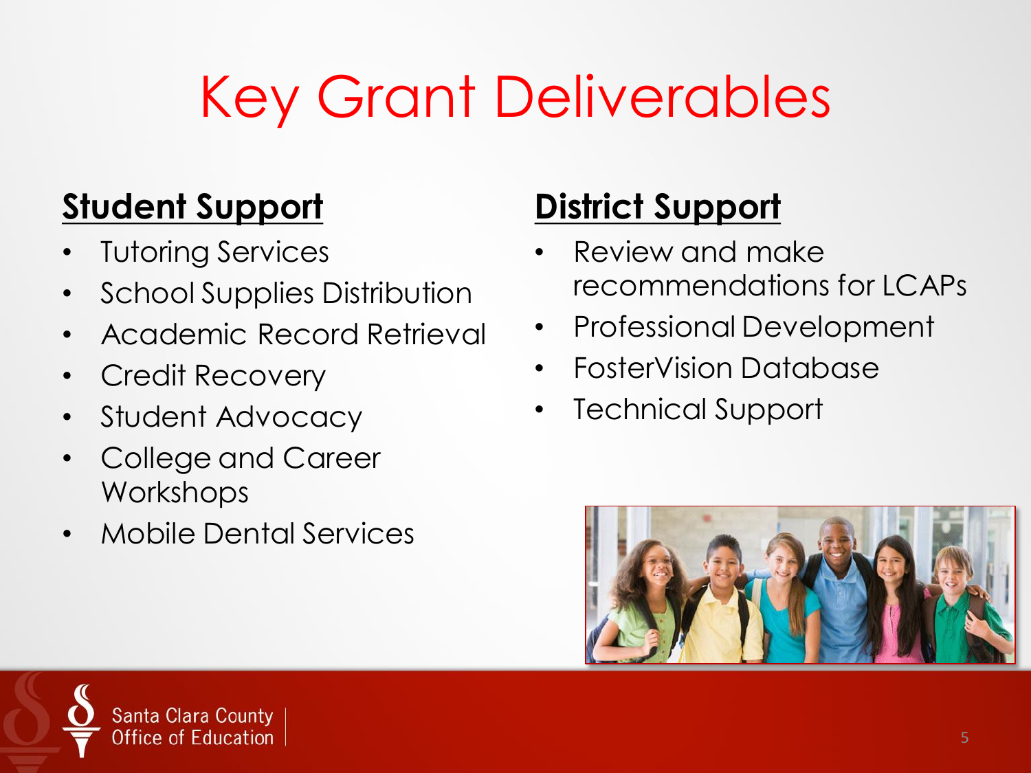# Key Grant Deliverables

## Student Support

- Tutoring Services
- School Supplies Distribution
- Academic Record Retrieval
- Credit Recovery
- Student Advocacy
- College and Career Workshops
- Mobile Dental Services

## District Support

- Review and make recommendations for LCAPs
- Professional Development
- FosterVision Database
- Technical Support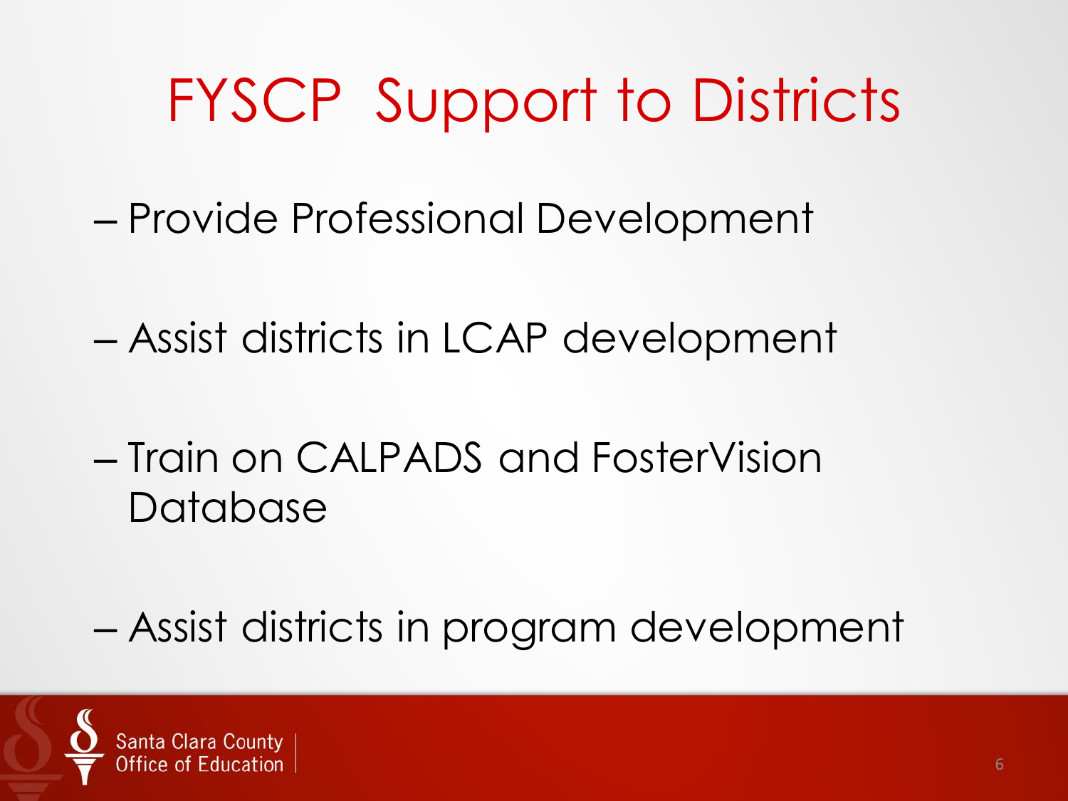# FYSCP Support to Districts

- Provide Professional Development
- Assist districts in LCAP development
- Train on CALPADS and FosterVision Database
- Assist districts in program development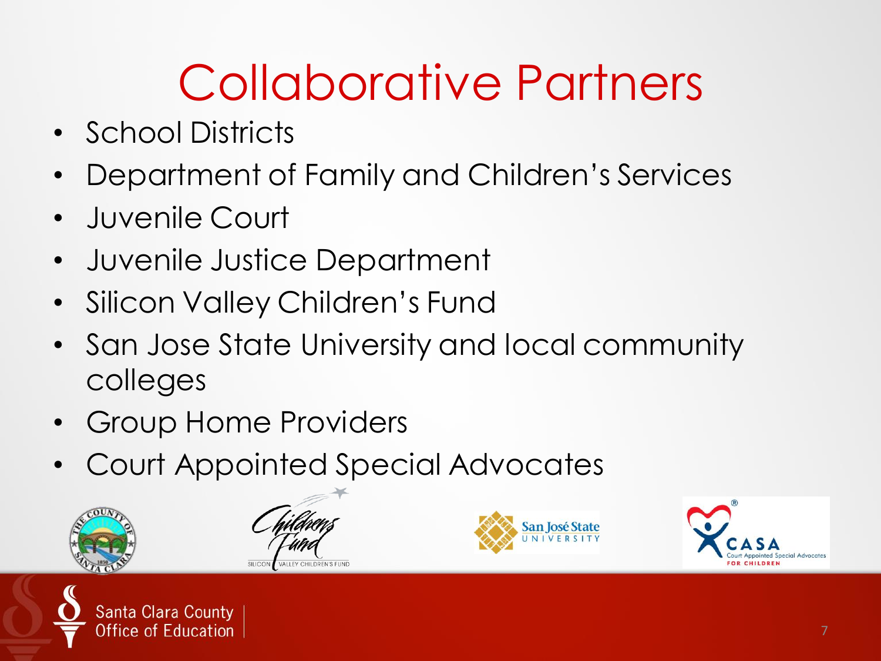# Collaborative Partners

- School Districts
- Department of Family and Children's Services
- Juvenile Court
- Juvenile Justice Department
- Silicon Valley Children's Fund
- San Jose State University and local community colleges
- Group Home Providers
- Court Appointed Special Advocates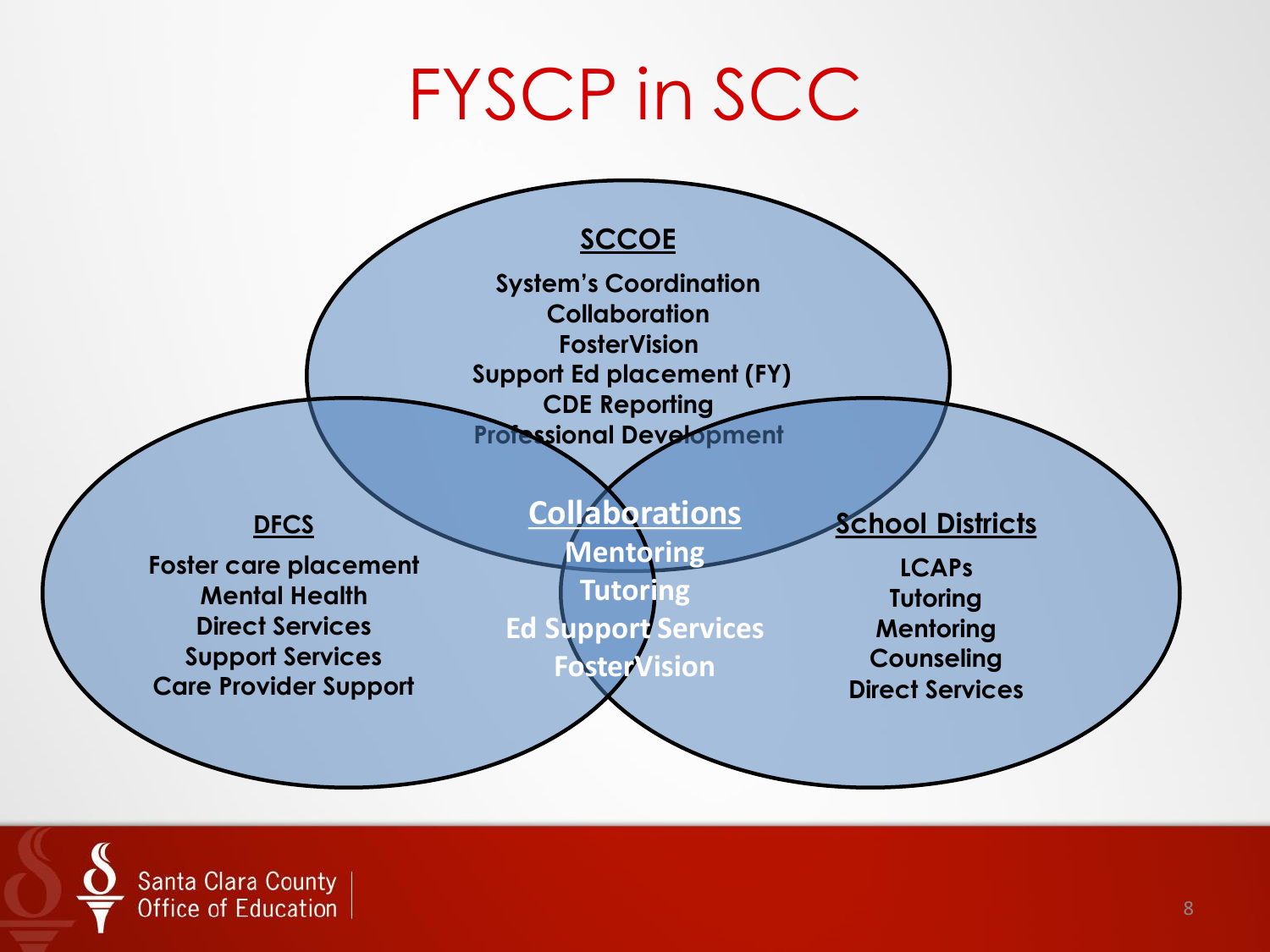# FYSCP in SCC

## SCCOE

- System's Coordination
- Collaboration
- FosterVision
- Support Ed placement (FY)
- CDE Reporting
- Professional Development

## DFCS

- Foster care placement
- Mental Health
- Direct Services
- Support Services
- Care Provider Support

## School Districts

- LCAPs
- Tutoring
- Mentoring
- Counseling
- Direct Services

## Collaborations

- Mentoring
- Tutoring
- Ed Support Services
- FosterVision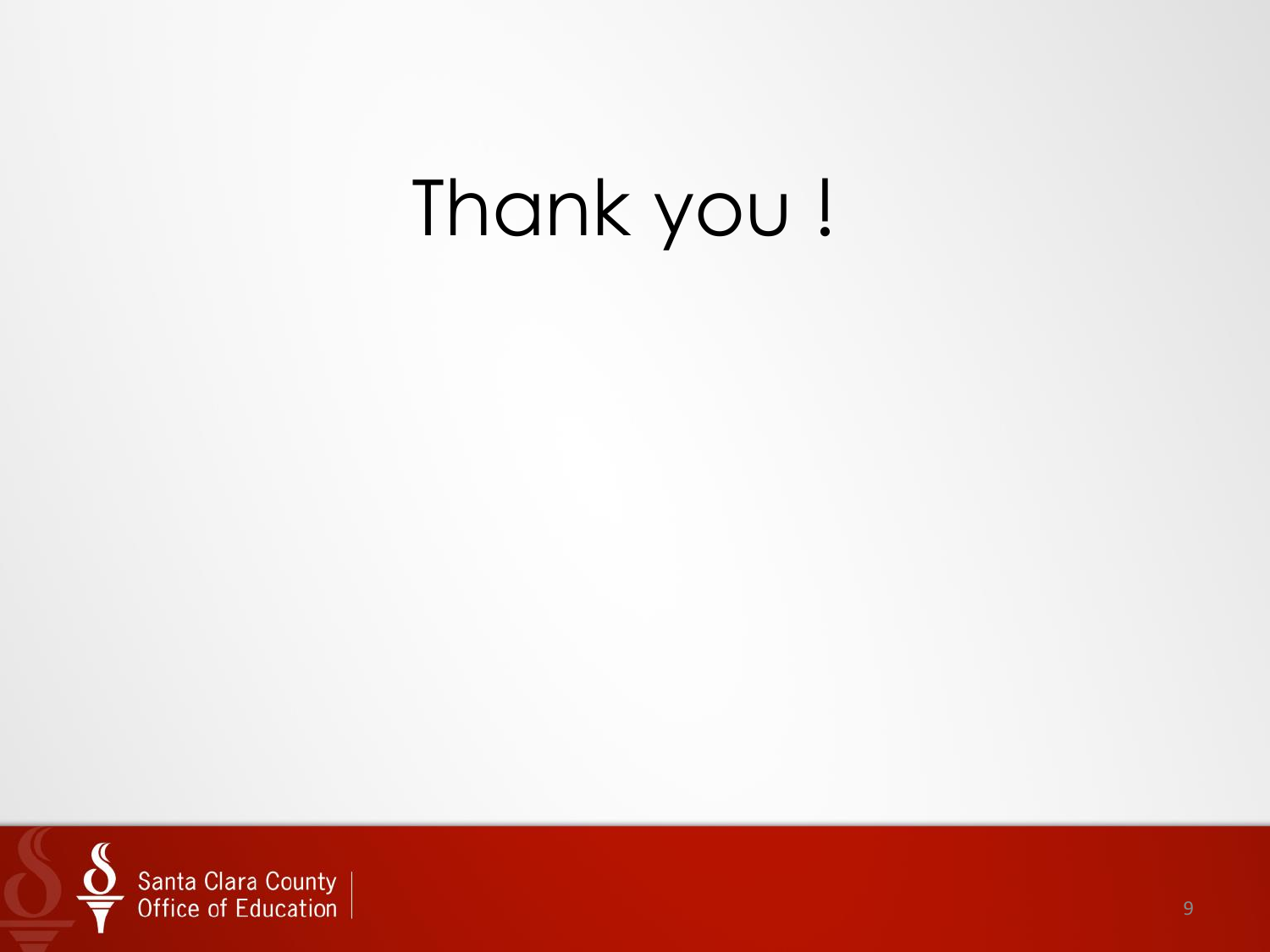# Thank you !